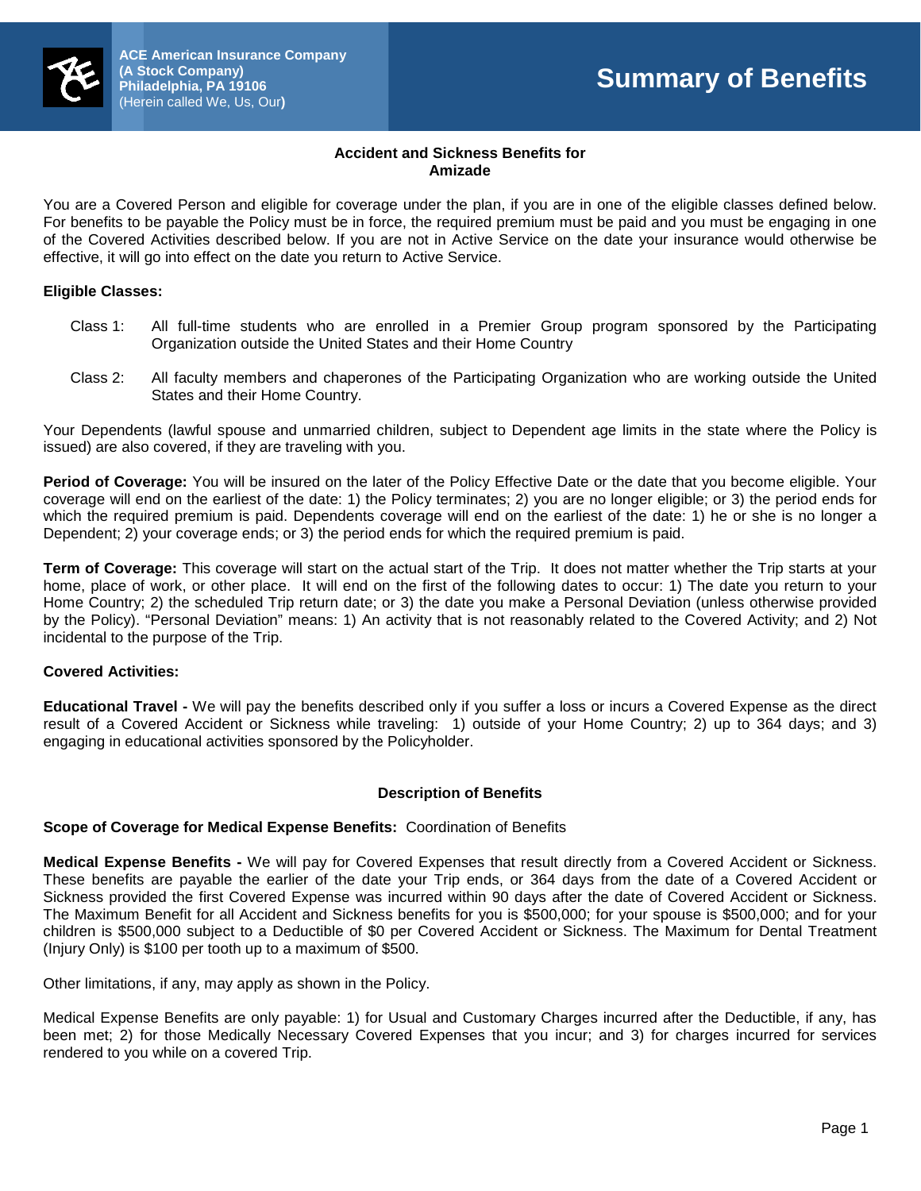**ACE American Insurance Company**
**(A Stock Company)**
**Philadelphia, PA 19106**
(Herein called We, Us, Our**)**

# Summary of Benefits

**Accident and Sickness Benefits for**
**Amizade**

You are a Covered Person and eligible for coverage under the plan, if you are in one of the eligible classes defined below. For benefits to be payable the Policy must be in force, the required premium must be paid and you must be engaging in one of the Covered Activities described below. If you are not in Active Service on the date your insurance would otherwise be effective, it will go into effect on the date you return to Active Service.

**Eligible Classes:**

Class 1: All full-time students who are enrolled in a Premier Group program sponsored by the Participating Organization outside the United States and their Home Country

Class 2: All faculty members and chaperones of the Participating Organization who are working outside the United States and their Home Country.

Your Dependents (lawful spouse and unmarried children, subject to Dependent age limits in the state where the Policy is issued) are also covered, if they are traveling with you.

**Period of Coverage:** You will be insured on the later of the Policy Effective Date or the date that you become eligible. Your coverage will end on the earliest of the date: 1) the Policy terminates; 2) you are no longer eligible; or 3) the period ends for which the required premium is paid. Dependents coverage will end on the earliest of the date: 1) he or she is no longer a Dependent; 2) your coverage ends; or 3) the period ends for which the required premium is paid.

**Term of Coverage:** This coverage will start on the actual start of the Trip. It does not matter whether the Trip starts at your home, place of work, or other place. It will end on the first of the following dates to occur: 1) The date you return to your Home Country; 2) the scheduled Trip return date; or 3) the date you make a Personal Deviation (unless otherwise provided by the Policy). "Personal Deviation" means: 1) An activity that is not reasonably related to the Covered Activity; and 2) Not incidental to the purpose of the Trip.

**Covered Activities:**

**Educational Travel -** We will pay the benefits described only if you suffer a loss or incurs a Covered Expense as the direct result of a Covered Accident or Sickness while traveling: 1) outside of your Home Country; 2) up to 364 days; and 3) engaging in educational activities sponsored by the Policyholder.

**Description of Benefits**

**Scope of Coverage for Medical Expense Benefits:** Coordination of Benefits

**Medical Expense Benefits -** We will pay for Covered Expenses that result directly from a Covered Accident or Sickness. These benefits are payable the earlier of the date your Trip ends, or 364 days from the date of a Covered Accident or Sickness provided the first Covered Expense was incurred within 90 days after the date of Covered Accident or Sickness. The Maximum Benefit for all Accident and Sickness benefits for you is $500,000; for your spouse is $500,000; and for your children is $500,000 subject to a Deductible of $0 per Covered Accident or Sickness. The Maximum for Dental Treatment (Injury Only) is $100 per tooth up to a maximum of $500.

Other limitations, if any, may apply as shown in the Policy.

Medical Expense Benefits are only payable: 1) for Usual and Customary Charges incurred after the Deductible, if any, has been met; 2) for those Medically Necessary Covered Expenses that you incur; and 3) for charges incurred for services rendered to you while on a covered Trip.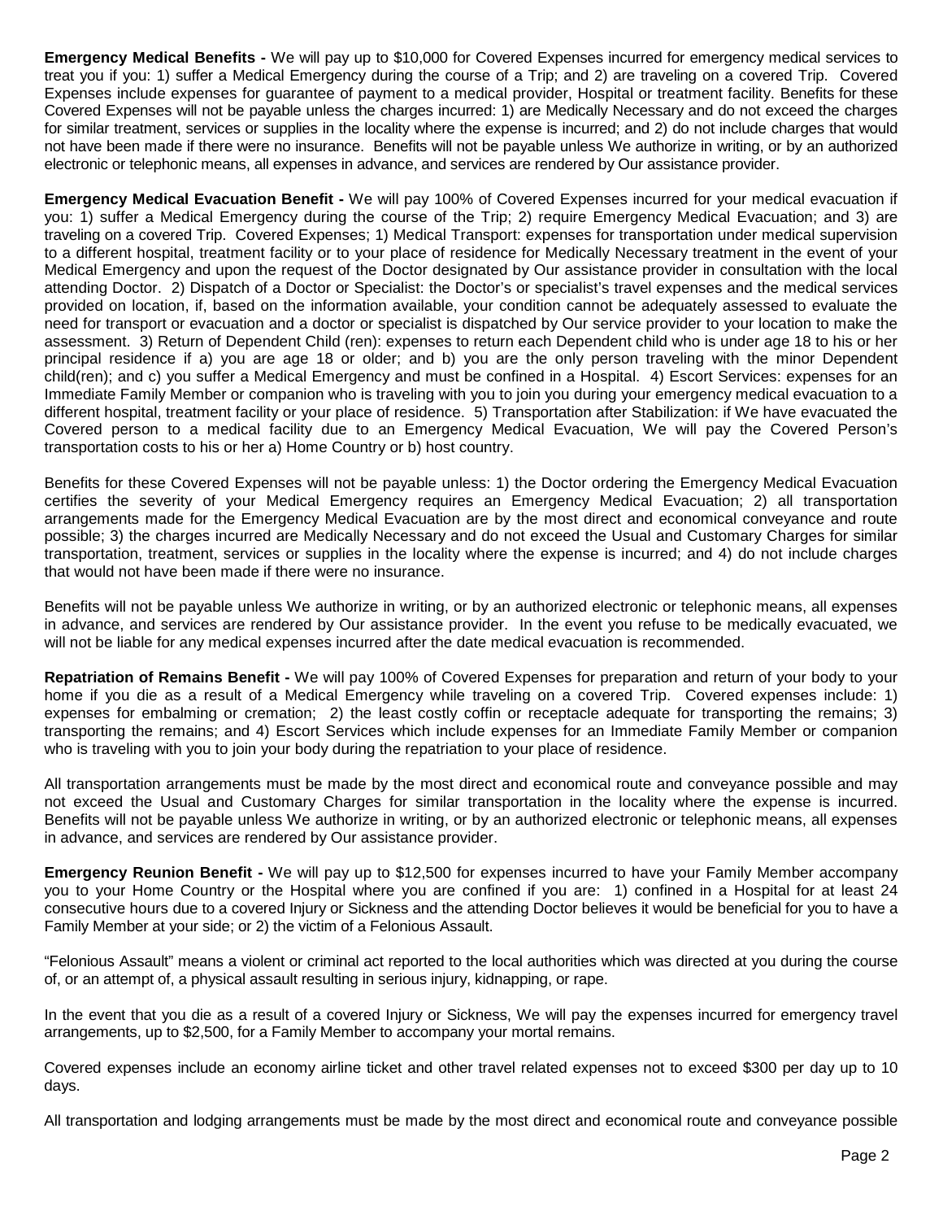**Emergency Medical Benefits -** We will pay up to $10,000 for Covered Expenses incurred for emergency medical services to treat you if you: 1) suffer a Medical Emergency during the course of a Trip; and 2) are traveling on a covered Trip. Covered Expenses include expenses for guarantee of payment to a medical provider, Hospital or treatment facility. Benefits for these Covered Expenses will not be payable unless the charges incurred: 1) are Medically Necessary and do not exceed the charges for similar treatment, services or supplies in the locality where the expense is incurred; and 2) do not include charges that would not have been made if there were no insurance. Benefits will not be payable unless We authorize in writing, or by an authorized electronic or telephonic means, all expenses in advance, and services are rendered by Our assistance provider.

**Emergency Medical Evacuation Benefit -** We will pay 100% of Covered Expenses incurred for your medical evacuation if you: 1) suffer a Medical Emergency during the course of the Trip; 2) require Emergency Medical Evacuation; and 3) are traveling on a covered Trip. Covered Expenses; 1) Medical Transport: expenses for transportation under medical supervision to a different hospital, treatment facility or to your place of residence for Medically Necessary treatment in the event of your Medical Emergency and upon the request of the Doctor designated by Our assistance provider in consultation with the local attending Doctor. 2) Dispatch of a Doctor or Specialist: the Doctor's or specialist's travel expenses and the medical services provided on location, if, based on the information available, your condition cannot be adequately assessed to evaluate the need for transport or evacuation and a doctor or specialist is dispatched by Our service provider to your location to make the assessment. 3) Return of Dependent Child (ren): expenses to return each Dependent child who is under age 18 to his or her principal residence if a) you are age 18 or older; and b) you are the only person traveling with the minor Dependent child(ren); and c) you suffer a Medical Emergency and must be confined in a Hospital. 4) Escort Services: expenses for an Immediate Family Member or companion who is traveling with you to join you during your emergency medical evacuation to a different hospital, treatment facility or your place of residence. 5) Transportation after Stabilization: if We have evacuated the Covered person to a medical facility due to an Emergency Medical Evacuation, We will pay the Covered Person's transportation costs to his or her a) Home Country or b) host country.

Benefits for these Covered Expenses will not be payable unless: 1) the Doctor ordering the Emergency Medical Evacuation certifies the severity of your Medical Emergency requires an Emergency Medical Evacuation; 2) all transportation arrangements made for the Emergency Medical Evacuation are by the most direct and economical conveyance and route possible; 3) the charges incurred are Medically Necessary and do not exceed the Usual and Customary Charges for similar transportation, treatment, services or supplies in the locality where the expense is incurred; and 4) do not include charges that would not have been made if there were no insurance.

Benefits will not be payable unless We authorize in writing, or by an authorized electronic or telephonic means, all expenses in advance, and services are rendered by Our assistance provider. In the event you refuse to be medically evacuated, we will not be liable for any medical expenses incurred after the date medical evacuation is recommended.

**Repatriation of Remains Benefit -** We will pay 100% of Covered Expenses for preparation and return of your body to your home if you die as a result of a Medical Emergency while traveling on a covered Trip. Covered expenses include: 1) expenses for embalming or cremation; 2) the least costly coffin or receptacle adequate for transporting the remains; 3) transporting the remains; and 4) Escort Services which include expenses for an Immediate Family Member or companion who is traveling with you to join your body during the repatriation to your place of residence.

All transportation arrangements must be made by the most direct and economical route and conveyance possible and may not exceed the Usual and Customary Charges for similar transportation in the locality where the expense is incurred. Benefits will not be payable unless We authorize in writing, or by an authorized electronic or telephonic means, all expenses in advance, and services are rendered by Our assistance provider.

**Emergency Reunion Benefit -** We will pay up to $12,500 for expenses incurred to have your Family Member accompany you to your Home Country or the Hospital where you are confined if you are: 1) confined in a Hospital for at least 24 consecutive hours due to a covered Injury or Sickness and the attending Doctor believes it would be beneficial for you to have a Family Member at your side; or 2) the victim of a Felonious Assault.

"Felonious Assault" means a violent or criminal act reported to the local authorities which was directed at you during the course of, or an attempt of, a physical assault resulting in serious injury, kidnapping, or rape.

In the event that you die as a result of a covered Injury or Sickness, We will pay the expenses incurred for emergency travel arrangements, up to $2,500, for a Family Member to accompany your mortal remains.

Covered expenses include an economy airline ticket and other travel related expenses not to exceed $300 per day up to 10 days.

All transportation and lodging arrangements must be made by the most direct and economical route and conveyance possible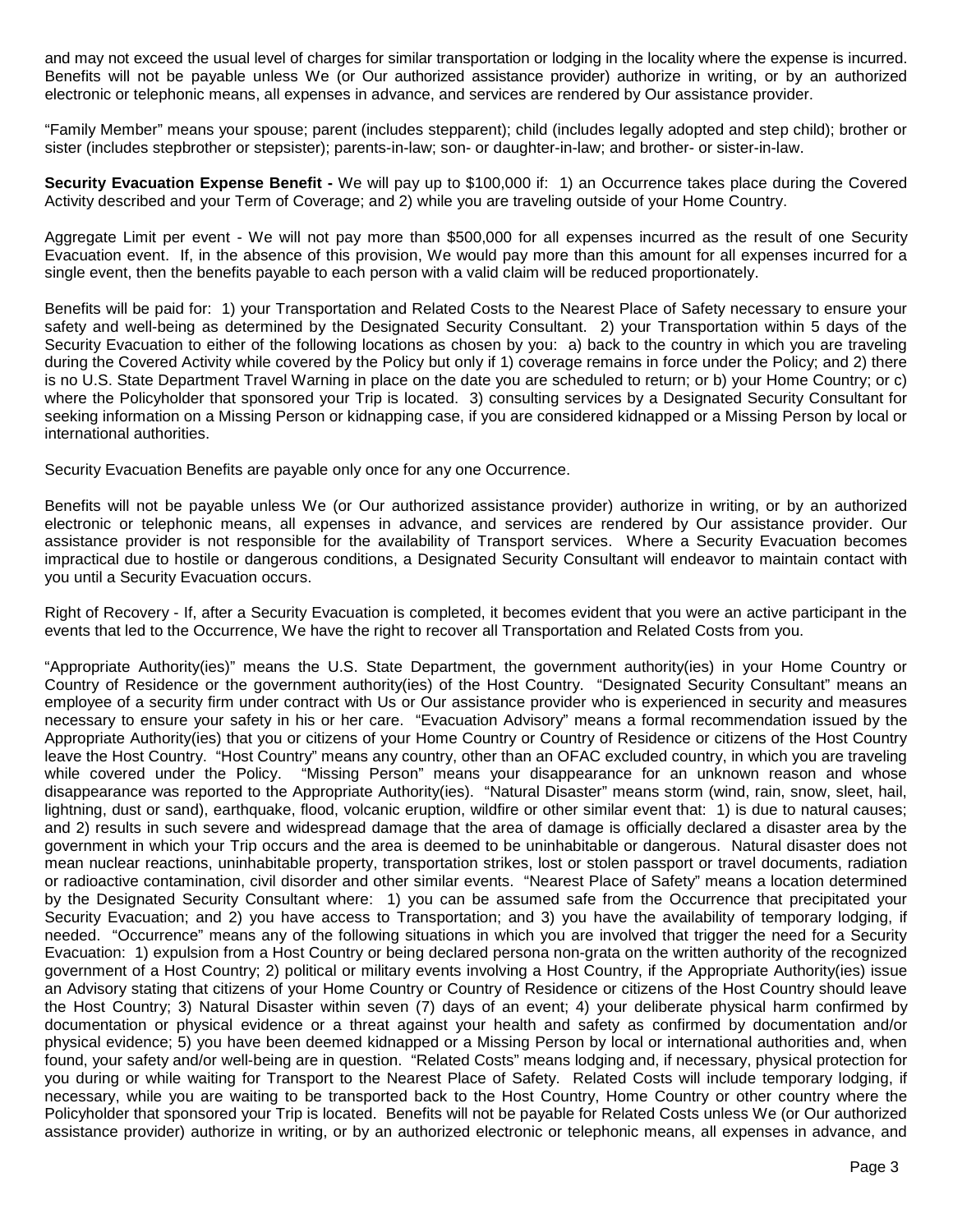and may not exceed the usual level of charges for similar transportation or lodging in the locality where the expense is incurred. Benefits will not be payable unless We (or Our authorized assistance provider) authorize in writing, or by an authorized electronic or telephonic means, all expenses in advance, and services are rendered by Our assistance provider.

"Family Member" means your spouse; parent (includes stepparent); child (includes legally adopted and step child); brother or sister (includes stepbrother or stepsister); parents-in-law; son- or daughter-in-law; and brother- or sister-in-law.

**Security Evacuation Expense Benefit -** We will pay up to $100,000 if: 1) an Occurrence takes place during the Covered Activity described and your Term of Coverage; and 2) while you are traveling outside of your Home Country.

Aggregate Limit per event - We will not pay more than $500,000 for all expenses incurred as the result of one Security Evacuation event. If, in the absence of this provision, We would pay more than this amount for all expenses incurred for a single event, then the benefits payable to each person with a valid claim will be reduced proportionately.

Benefits will be paid for: 1) your Transportation and Related Costs to the Nearest Place of Safety necessary to ensure your safety and well-being as determined by the Designated Security Consultant. 2) your Transportation within 5 days of the Security Evacuation to either of the following locations as chosen by you: a) back to the country in which you are traveling during the Covered Activity while covered by the Policy but only if 1) coverage remains in force under the Policy; and 2) there is no U.S. State Department Travel Warning in place on the date you are scheduled to return; or b) your Home Country; or c) where the Policyholder that sponsored your Trip is located. 3) consulting services by a Designated Security Consultant for seeking information on a Missing Person or kidnapping case, if you are considered kidnapped or a Missing Person by local or international authorities.

Security Evacuation Benefits are payable only once for any one Occurrence.

Benefits will not be payable unless We (or Our authorized assistance provider) authorize in writing, or by an authorized electronic or telephonic means, all expenses in advance, and services are rendered by Our assistance provider. Our assistance provider is not responsible for the availability of Transport services. Where a Security Evacuation becomes impractical due to hostile or dangerous conditions, a Designated Security Consultant will endeavor to maintain contact with you until a Security Evacuation occurs.

Right of Recovery - If, after a Security Evacuation is completed, it becomes evident that you were an active participant in the events that led to the Occurrence, We have the right to recover all Transportation and Related Costs from you.

"Appropriate Authority(ies)" means the U.S. State Department, the government authority(ies) in your Home Country or Country of Residence or the government authority(ies) of the Host Country. "Designated Security Consultant" means an employee of a security firm under contract with Us or Our assistance provider who is experienced in security and measures necessary to ensure your safety in his or her care. "Evacuation Advisory" means a formal recommendation issued by the Appropriate Authority(ies) that you or citizens of your Home Country or Country of Residence or citizens of the Host Country leave the Host Country. "Host Country" means any country, other than an OFAC excluded country, in which you are traveling while covered under the Policy. "Missing Person" means your disappearance for an unknown reason and whose disappearance was reported to the Appropriate Authority(ies). "Natural Disaster" means storm (wind, rain, snow, sleet, hail, lightning, dust or sand), earthquake, flood, volcanic eruption, wildfire or other similar event that: 1) is due to natural causes; and 2) results in such severe and widespread damage that the area of damage is officially declared a disaster area by the government in which your Trip occurs and the area is deemed to be uninhabitable or dangerous. Natural disaster does not mean nuclear reactions, uninhabitable property, transportation strikes, lost or stolen passport or travel documents, radiation or radioactive contamination, civil disorder and other similar events. "Nearest Place of Safety" means a location determined by the Designated Security Consultant where: 1) you can be assumed safe from the Occurrence that precipitated your Security Evacuation; and 2) you have access to Transportation; and 3) you have the availability of temporary lodging, if needed. "Occurrence" means any of the following situations in which you are involved that trigger the need for a Security Evacuation: 1) expulsion from a Host Country or being declared persona non-grata on the written authority of the recognized government of a Host Country; 2) political or military events involving a Host Country, if the Appropriate Authority(ies) issue an Advisory stating that citizens of your Home Country or Country of Residence or citizens of the Host Country should leave the Host Country; 3) Natural Disaster within seven (7) days of an event; 4) your deliberate physical harm confirmed by documentation or physical evidence or a threat against your health and safety as confirmed by documentation and/or physical evidence; 5) you have been deemed kidnapped or a Missing Person by local or international authorities and, when found, your safety and/or well-being are in question. "Related Costs" means lodging and, if necessary, physical protection for you during or while waiting for Transport to the Nearest Place of Safety. Related Costs will include temporary lodging, if necessary, while you are waiting to be transported back to the Host Country, Home Country or other country where the Policyholder that sponsored your Trip is located. Benefits will not be payable for Related Costs unless We (or Our authorized assistance provider) authorize in writing, or by an authorized electronic or telephonic means, all expenses in advance, and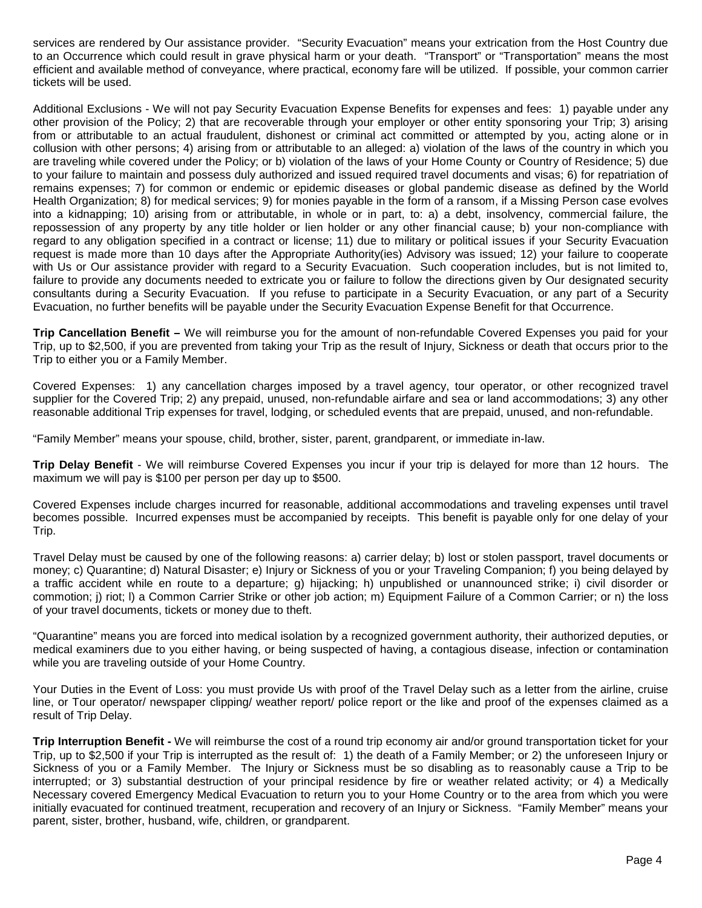services are rendered by Our assistance provider. "Security Evacuation" means your extrication from the Host Country due to an Occurrence which could result in grave physical harm or your death. "Transport" or "Transportation" means the most efficient and available method of conveyance, where practical, economy fare will be utilized. If possible, your common carrier tickets will be used.

Additional Exclusions - We will not pay Security Evacuation Expense Benefits for expenses and fees: 1) payable under any other provision of the Policy; 2) that are recoverable through your employer or other entity sponsoring your Trip; 3) arising from or attributable to an actual fraudulent, dishonest or criminal act committed or attempted by you, acting alone or in collusion with other persons; 4) arising from or attributable to an alleged: a) violation of the laws of the country in which you are traveling while covered under the Policy; or b) violation of the laws of your Home County or Country of Residence; 5) due to your failure to maintain and possess duly authorized and issued required travel documents and visas; 6) for repatriation of remains expenses; 7) for common or endemic or epidemic diseases or global pandemic disease as defined by the World Health Organization; 8) for medical services; 9) for monies payable in the form of a ransom, if a Missing Person case evolves into a kidnapping; 10) arising from or attributable, in whole or in part, to: a) a debt, insolvency, commercial failure, the repossession of any property by any title holder or lien holder or any other financial cause; b) your non-compliance with regard to any obligation specified in a contract or license; 11) due to military or political issues if your Security Evacuation request is made more than 10 days after the Appropriate Authority(ies) Advisory was issued; 12) your failure to cooperate with Us or Our assistance provider with regard to a Security Evacuation. Such cooperation includes, but is not limited to, failure to provide any documents needed to extricate you or failure to follow the directions given by Our designated security consultants during a Security Evacuation. If you refuse to participate in a Security Evacuation, or any part of a Security Evacuation, no further benefits will be payable under the Security Evacuation Expense Benefit for that Occurrence.

**Trip Cancellation Benefit –** We will reimburse you for the amount of non-refundable Covered Expenses you paid for your Trip, up to $2,500, if you are prevented from taking your Trip as the result of Injury, Sickness or death that occurs prior to the Trip to either you or a Family Member.

Covered Expenses: 1) any cancellation charges imposed by a travel agency, tour operator, or other recognized travel supplier for the Covered Trip; 2) any prepaid, unused, non-refundable airfare and sea or land accommodations; 3) any other reasonable additional Trip expenses for travel, lodging, or scheduled events that are prepaid, unused, and non-refundable.

"Family Member" means your spouse, child, brother, sister, parent, grandparent, or immediate in-law.

**Trip Delay Benefit** - We will reimburse Covered Expenses you incur if your trip is delayed for more than 12 hours. The maximum we will pay is $100 per person per day up to $500.

Covered Expenses include charges incurred for reasonable, additional accommodations and traveling expenses until travel becomes possible. Incurred expenses must be accompanied by receipts. This benefit is payable only for one delay of your Trip.

Travel Delay must be caused by one of the following reasons: a) carrier delay; b) lost or stolen passport, travel documents or money; c) Quarantine; d) Natural Disaster; e) Injury or Sickness of you or your Traveling Companion; f) you being delayed by a traffic accident while en route to a departure; g) hijacking; h) unpublished or unannounced strike; i) civil disorder or commotion; j) riot; l) a Common Carrier Strike or other job action; m) Equipment Failure of a Common Carrier; or n) the loss of your travel documents, tickets or money due to theft.

"Quarantine" means you are forced into medical isolation by a recognized government authority, their authorized deputies, or medical examiners due to you either having, or being suspected of having, a contagious disease, infection or contamination while you are traveling outside of your Home Country.

Your Duties in the Event of Loss: you must provide Us with proof of the Travel Delay such as a letter from the airline, cruise line, or Tour operator/ newspaper clipping/ weather report/ police report or the like and proof of the expenses claimed as a result of Trip Delay.

**Trip Interruption Benefit -** We will reimburse the cost of a round trip economy air and/or ground transportation ticket for your Trip, up to $2,500 if your Trip is interrupted as the result of: 1) the death of a Family Member; or 2) the unforeseen Injury or Sickness of you or a Family Member. The Injury or Sickness must be so disabling as to reasonably cause a Trip to be interrupted; or 3) substantial destruction of your principal residence by fire or weather related activity; or 4) a Medically Necessary covered Emergency Medical Evacuation to return you to your Home Country or to the area from which you were initially evacuated for continued treatment, recuperation and recovery of an Injury or Sickness. "Family Member" means your parent, sister, brother, husband, wife, children, or grandparent.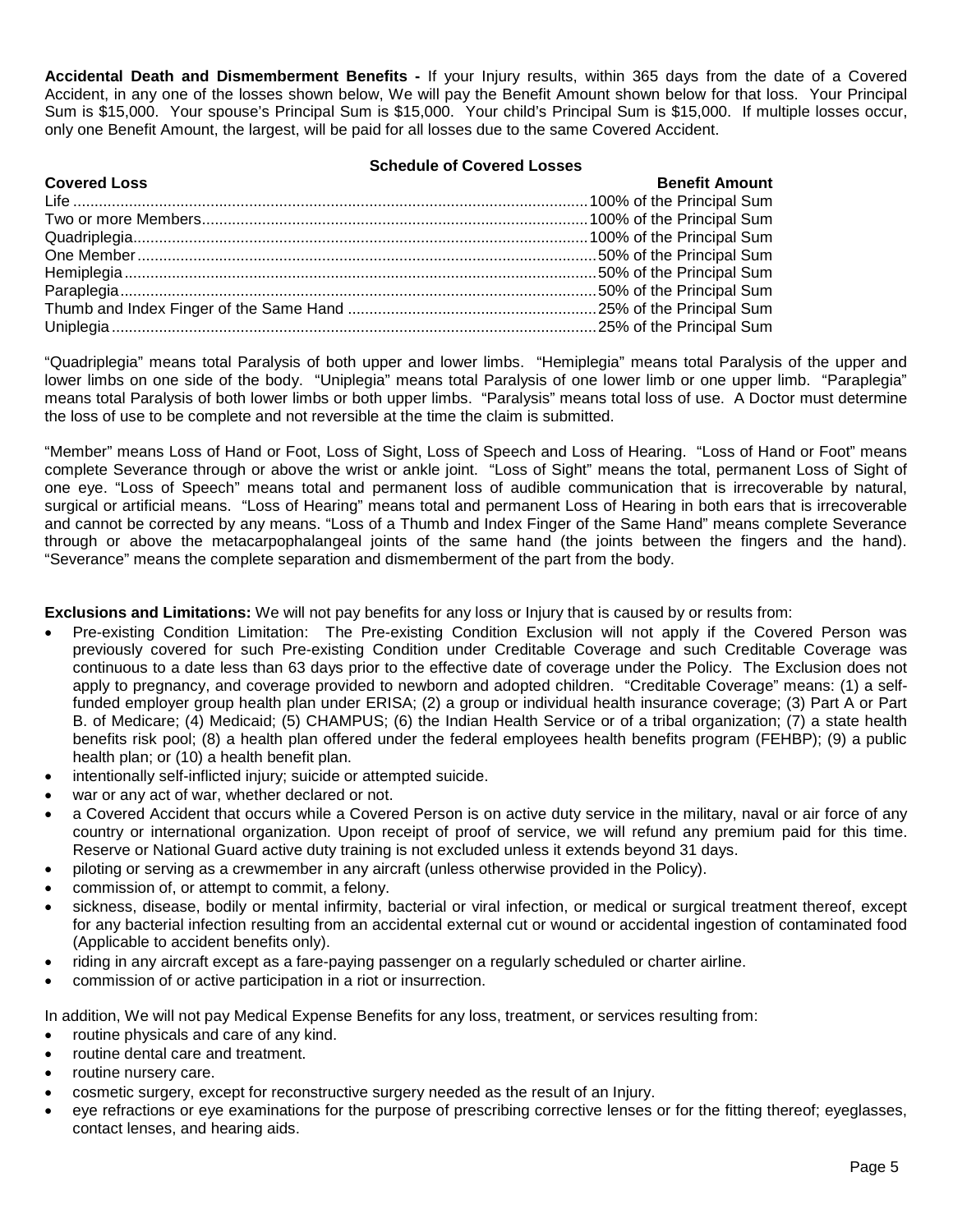**Accidental Death and Dismemberment Benefits -** If your Injury results, within 365 days from the date of a Covered Accident, in any one of the losses shown below, We will pay the Benefit Amount shown below for that loss. Your Principal Sum is $15,000. Your spouse's Principal Sum is $15,000. Your child's Principal Sum is $15,000. If multiple losses occur, only one Benefit Amount, the largest, will be paid for all losses due to the same Covered Accident.

**Schedule of Covered Losses**

| **Covered Loss** | **Benefit Amount** |
|---|---|
| Life | 100% of the Principal Sum |
| Two or more Members | 100% of the Principal Sum |
| Quadriplegia | 100% of the Principal Sum |
| One Member | 50% of the Principal Sum |
| Hemiplegia | 50% of the Principal Sum |
| Paraplegia | 50% of the Principal Sum |
| Thumb and Index Finger of the Same Hand | 25% of the Principal Sum |
| Uniplegia | 25% of the Principal Sum |

"Quadriplegia" means total Paralysis of both upper and lower limbs. "Hemiplegia" means total Paralysis of the upper and lower limbs on one side of the body. "Uniplegia" means total Paralysis of one lower limb or one upper limb. "Paraplegia" means total Paralysis of both lower limbs or both upper limbs. "Paralysis" means total loss of use. A Doctor must determine the loss of use to be complete and not reversible at the time the claim is submitted.

"Member" means Loss of Hand or Foot, Loss of Sight, Loss of Speech and Loss of Hearing. "Loss of Hand or Foot" means complete Severance through or above the wrist or ankle joint. "Loss of Sight" means the total, permanent Loss of Sight of one eye. "Loss of Speech" means total and permanent loss of audible communication that is irrecoverable by natural, surgical or artificial means. "Loss of Hearing" means total and permanent Loss of Hearing in both ears that is irrecoverable and cannot be corrected by any means. "Loss of a Thumb and Index Finger of the Same Hand" means complete Severance through or above the metacarpophalangeal joints of the same hand (the joints between the fingers and the hand). "Severance" means the complete separation and dismemberment of the part from the body.

**Exclusions and Limitations:** We will not pay benefits for any loss or Injury that is caused by or results from:

- Pre-existing Condition Limitation: The Pre-existing Condition Exclusion will not apply if the Covered Person was previously covered for such Pre-existing Condition under Creditable Coverage and such Creditable Coverage was continuous to a date less than 63 days prior to the effective date of coverage under the Policy. The Exclusion does not apply to pregnancy, and coverage provided to newborn and adopted children. "Creditable Coverage" means: (1) a self-funded employer group health plan under ERISA; (2) a group or individual health insurance coverage; (3) Part A or Part B. of Medicare; (4) Medicaid; (5) CHAMPUS; (6) the Indian Health Service or of a tribal organization; (7) a state health benefits risk pool; (8) a health plan offered under the federal employees health benefits program (FEHBP); (9) a public health plan; or (10) a health benefit plan.
- intentionally self-inflicted injury; suicide or attempted suicide.
- war or any act of war, whether declared or not.
- a Covered Accident that occurs while a Covered Person is on active duty service in the military, naval or air force of any country or international organization. Upon receipt of proof of service, we will refund any premium paid for this time. Reserve or National Guard active duty training is not excluded unless it extends beyond 31 days.
- piloting or serving as a crewmember in any aircraft (unless otherwise provided in the Policy).
- commission of, or attempt to commit, a felony.
- sickness, disease, bodily or mental infirmity, bacterial or viral infection, or medical or surgical treatment thereof, except for any bacterial infection resulting from an accidental external cut or wound or accidental ingestion of contaminated food (Applicable to accident benefits only).
- riding in any aircraft except as a fare-paying passenger on a regularly scheduled or charter airline.
- commission of or active participation in a riot or insurrection.

In addition, We will not pay Medical Expense Benefits for any loss, treatment, or services resulting from:

- routine physicals and care of any kind.
- routine dental care and treatment.
- routine nursery care.
- cosmetic surgery, except for reconstructive surgery needed as the result of an Injury.
- eye refractions or eye examinations for the purpose of prescribing corrective lenses or for the fitting thereof; eyeglasses, contact lenses, and hearing aids.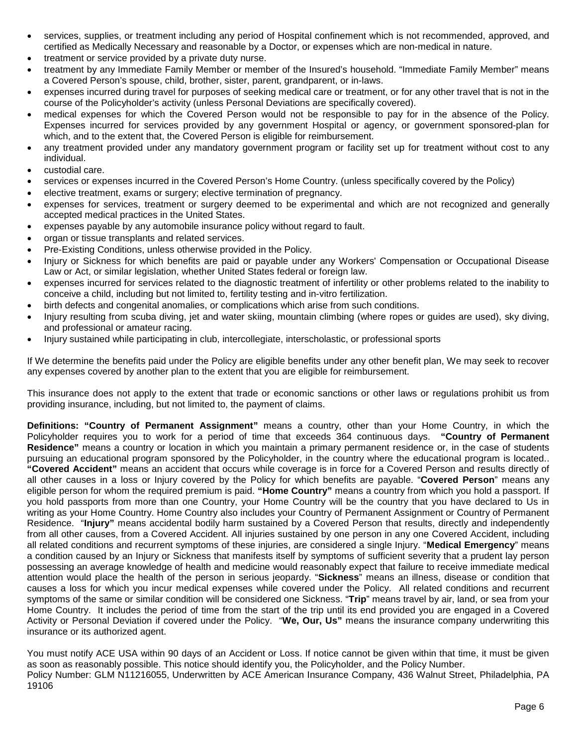- services, supplies, or treatment including any period of Hospital confinement which is not recommended, approved, and certified as Medically Necessary and reasonable by a Doctor, or expenses which are non-medical in nature.
- treatment or service provided by a private duty nurse.
- treatment by any Immediate Family Member or member of the Insured's household. "Immediate Family Member" means a Covered Person's spouse, child, brother, sister, parent, grandparent, or in-laws.
- expenses incurred during travel for purposes of seeking medical care or treatment, or for any other travel that is not in the course of the Policyholder's activity (unless Personal Deviations are specifically covered).
- medical expenses for which the Covered Person would not be responsible to pay for in the absence of the Policy. Expenses incurred for services provided by any government Hospital or agency, or government sponsored-plan for which, and to the extent that, the Covered Person is eligible for reimbursement.
- any treatment provided under any mandatory government program or facility set up for treatment without cost to any individual.
- custodial care.
- services or expenses incurred in the Covered Person's Home Country. (unless specifically covered by the Policy)
- elective treatment, exams or surgery; elective termination of pregnancy.
- expenses for services, treatment or surgery deemed to be experimental and which are not recognized and generally accepted medical practices in the United States.
- expenses payable by any automobile insurance policy without regard to fault.
- organ or tissue transplants and related services.
- Pre-Existing Conditions, unless otherwise provided in the Policy.
- Injury or Sickness for which benefits are paid or payable under any Workers' Compensation or Occupational Disease Law or Act, or similar legislation, whether United States federal or foreign law.
- expenses incurred for services related to the diagnostic treatment of infertility or other problems related to the inability to conceive a child, including but not limited to, fertility testing and in-vitro fertilization.
- birth defects and congenital anomalies, or complications which arise from such conditions.
- Injury resulting from scuba diving, jet and water skiing, mountain climbing (where ropes or guides are used), sky diving, and professional or amateur racing.
- Injury sustained while participating in club, intercollegiate, interscholastic, or professional sports

If We determine the benefits paid under the Policy are eligible benefits under any other benefit plan, We may seek to recover any expenses covered by another plan to the extent that you are eligible for reimbursement.

This insurance does not apply to the extent that trade or economic sanctions or other laws or regulations prohibit us from providing insurance, including, but not limited to, the payment of claims.

**Definitions: "Country of Permanent Assignment"** means a country, other than your Home Country, in which the Policyholder requires you to work for a period of time that exceeds 364 continuous days. **"Country of Permanent Residence"** means a country or location in which you maintain a primary permanent residence or, in the case of students pursuing an educational program sponsored by the Policyholder, in the country where the educational program is located.. **"Covered Accident"** means an accident that occurs while coverage is in force for a Covered Person and results directly of all other causes in a loss or Injury covered by the Policy for which benefits are payable. "**Covered Person**" means any eligible person for whom the required premium is paid. **"Home Country"** means a country from which you hold a passport. If you hold passports from more than one Country, your Home Country will be the country that you have declared to Us in writing as your Home Country. Home Country also includes your Country of Permanent Assignment or Country of Permanent Residence. "**Injury"** means accidental bodily harm sustained by a Covered Person that results, directly and independently from all other causes, from a Covered Accident. All injuries sustained by one person in any one Covered Accident, including all related conditions and recurrent symptoms of these injuries, are considered a single Injury. "**Medical Emergency**" means a condition caused by an Injury or Sickness that manifests itself by symptoms of sufficient severity that a prudent lay person possessing an average knowledge of health and medicine would reasonably expect that failure to receive immediate medical attention would place the health of the person in serious jeopardy. "**Sickness**" means an illness, disease or condition that causes a loss for which you incur medical expenses while covered under the Policy. All related conditions and recurrent symptoms of the same or similar condition will be considered one Sickness. "**Trip**" means travel by air, land, or sea from your Home Country. It includes the period of time from the start of the trip until its end provided you are engaged in a Covered Activity or Personal Deviation if covered under the Policy. "**We, Our, Us"** means the insurance company underwriting this insurance or its authorized agent.

You must notify ACE USA within 90 days of an Accident or Loss. If notice cannot be given within that time, it must be given as soon as reasonably possible. This notice should identify you, the Policyholder, and the Policy Number.
Policy Number: GLM N11216055, Underwritten by ACE American Insurance Company, 436 Walnut Street, Philadelphia, PA 19106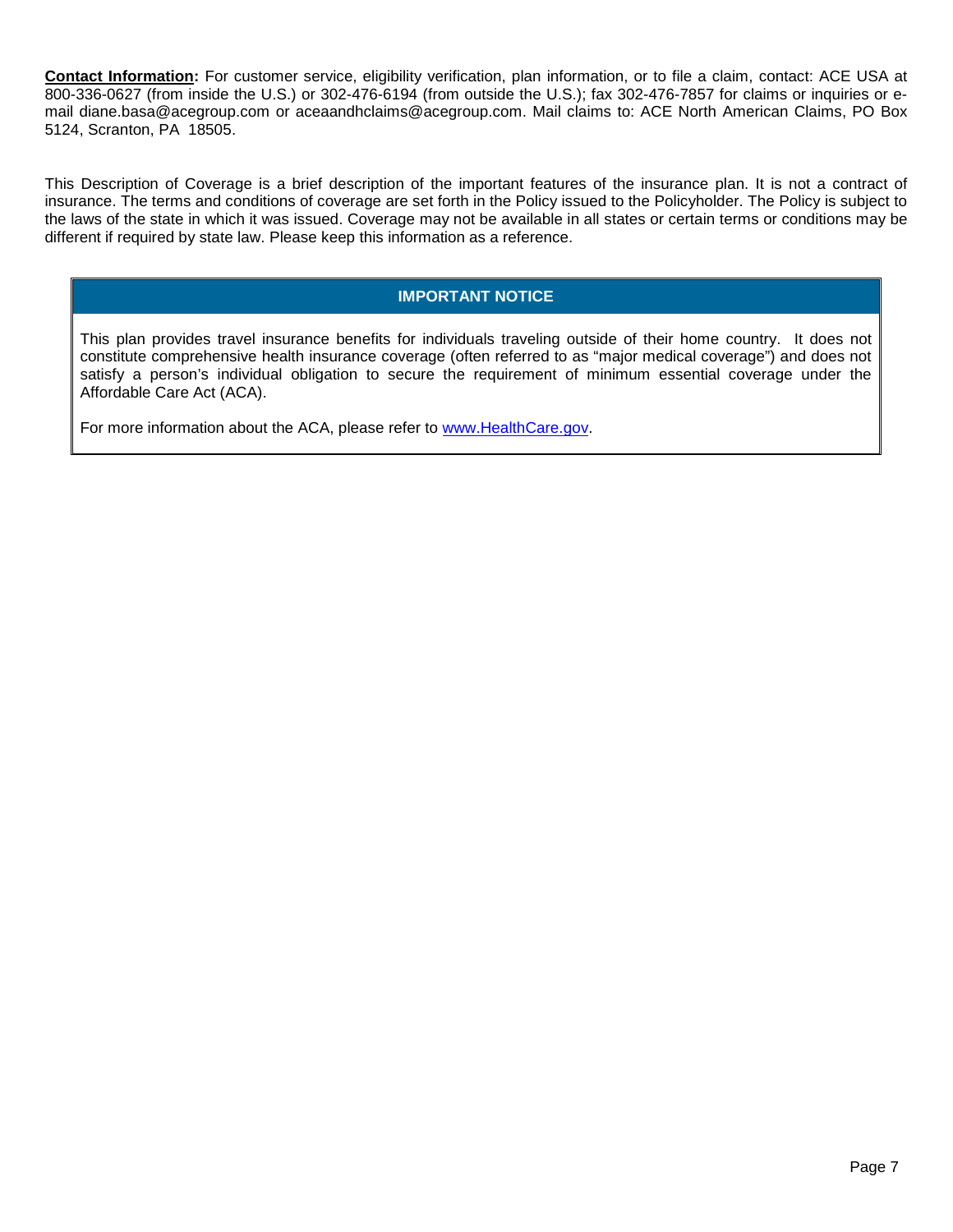**Contact Information:** For customer service, eligibility verification, plan information, or to file a claim, contact: ACE USA at 800-336-0627 (from inside the U.S.) or 302-476-6194 (from outside the U.S.); fax 302-476-7857 for claims or inquiries or e-mail diane.basa@acegroup.com or aceaandhclaims@acegroup.com. Mail claims to: ACE North American Claims, PO Box 5124, Scranton, PA 18505.

This Description of Coverage is a brief description of the important features of the insurance plan. It is not a contract of insurance. The terms and conditions of coverage are set forth in the Policy issued to the Policyholder. The Policy is subject to the laws of the state in which it was issued. Coverage may not be available in all states or certain terms or conditions may be different if required by state law. Please keep this information as a reference.

## IMPORTANT NOTICE

This plan provides travel insurance benefits for individuals traveling outside of their home country. It does not constitute comprehensive health insurance coverage (often referred to as "major medical coverage") and does not satisfy a person's individual obligation to secure the requirement of minimum essential coverage under the Affordable Care Act (ACA).

For more information about the ACA, please refer to [www.HealthCare.gov](http://www.HealthCare.gov).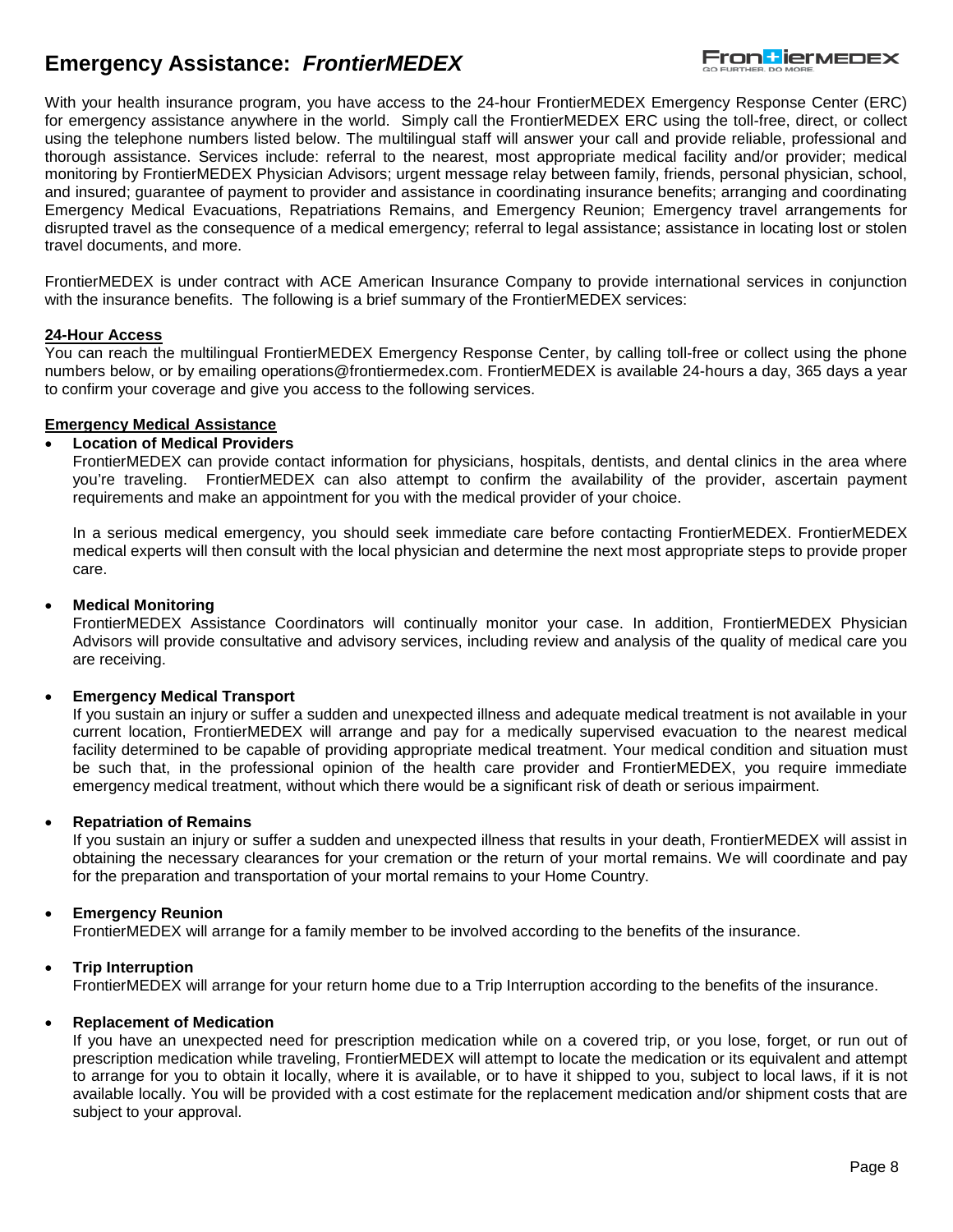# Emergency Assistance: *FrontierMEDEX*

With your health insurance program, you have access to the 24-hour FrontierMEDEX Emergency Response Center (ERC) for emergency assistance anywhere in the world. Simply call the FrontierMEDEX ERC using the toll-free, direct, or collect using the telephone numbers listed below. The multilingual staff will answer your call and provide reliable, professional and thorough assistance. Services include: referral to the nearest, most appropriate medical facility and/or provider; medical monitoring by FrontierMEDEX Physician Advisors; urgent message relay between family, friends, personal physician, school, and insured; guarantee of payment to provider and assistance in coordinating insurance benefits; arranging and coordinating Emergency Medical Evacuations, Repatriations Remains, and Emergency Reunion; Emergency travel arrangements for disrupted travel as the consequence of a medical emergency; referral to legal assistance; assistance in locating lost or stolen travel documents, and more.

FrontierMEDEX is under contract with ACE American Insurance Company to provide international services in conjunction with the insurance benefits. The following is a brief summary of the FrontierMEDEX services:

**24-Hour Access**

You can reach the multilingual FrontierMEDEX Emergency Response Center, by calling toll-free or collect using the phone numbers below, or by emailing operations@frontiermedex.com. FrontierMEDEX is available 24-hours a day, 365 days a year to confirm your coverage and give you access to the following services.

**Emergency Medical Assistance**

- **Location of Medical Providers**

  FrontierMEDEX can provide contact information for physicians, hospitals, dentists, and dental clinics in the area where you're traveling. FrontierMEDEX can also attempt to confirm the availability of the provider, ascertain payment requirements and make an appointment for you with the medical provider of your choice.

  In a serious medical emergency, you should seek immediate care before contacting FrontierMEDEX. FrontierMEDEX medical experts will then consult with the local physician and determine the next most appropriate steps to provide proper care.

- **Medical Monitoring**

  FrontierMEDEX Assistance Coordinators will continually monitor your case. In addition, FrontierMEDEX Physician Advisors will provide consultative and advisory services, including review and analysis of the quality of medical care you are receiving.

- **Emergency Medical Transport**

  If you sustain an injury or suffer a sudden and unexpected illness and adequate medical treatment is not available in your current location, FrontierMEDEX will arrange and pay for a medically supervised evacuation to the nearest medical facility determined to be capable of providing appropriate medical treatment. Your medical condition and situation must be such that, in the professional opinion of the health care provider and FrontierMEDEX, you require immediate emergency medical treatment, without which there would be a significant risk of death or serious impairment.

- **Repatriation of Remains**

  If you sustain an injury or suffer a sudden and unexpected illness that results in your death, FrontierMEDEX will assist in obtaining the necessary clearances for your cremation or the return of your mortal remains. We will coordinate and pay for the preparation and transportation of your mortal remains to your Home Country.

- **Emergency Reunion**

  FrontierMEDEX will arrange for a family member to be involved according to the benefits of the insurance.

- **Trip Interruption**

  FrontierMEDEX will arrange for your return home due to a Trip Interruption according to the benefits of the insurance.

- **Replacement of Medication**

  If you have an unexpected need for prescription medication while on a covered trip, or you lose, forget, or run out of prescription medication while traveling, FrontierMEDEX will attempt to locate the medication or its equivalent and attempt to arrange for you to obtain it locally, where it is available, or to have it shipped to you, subject to local laws, if it is not available locally. You will be provided with a cost estimate for the replacement medication and/or shipment costs that are subject to your approval.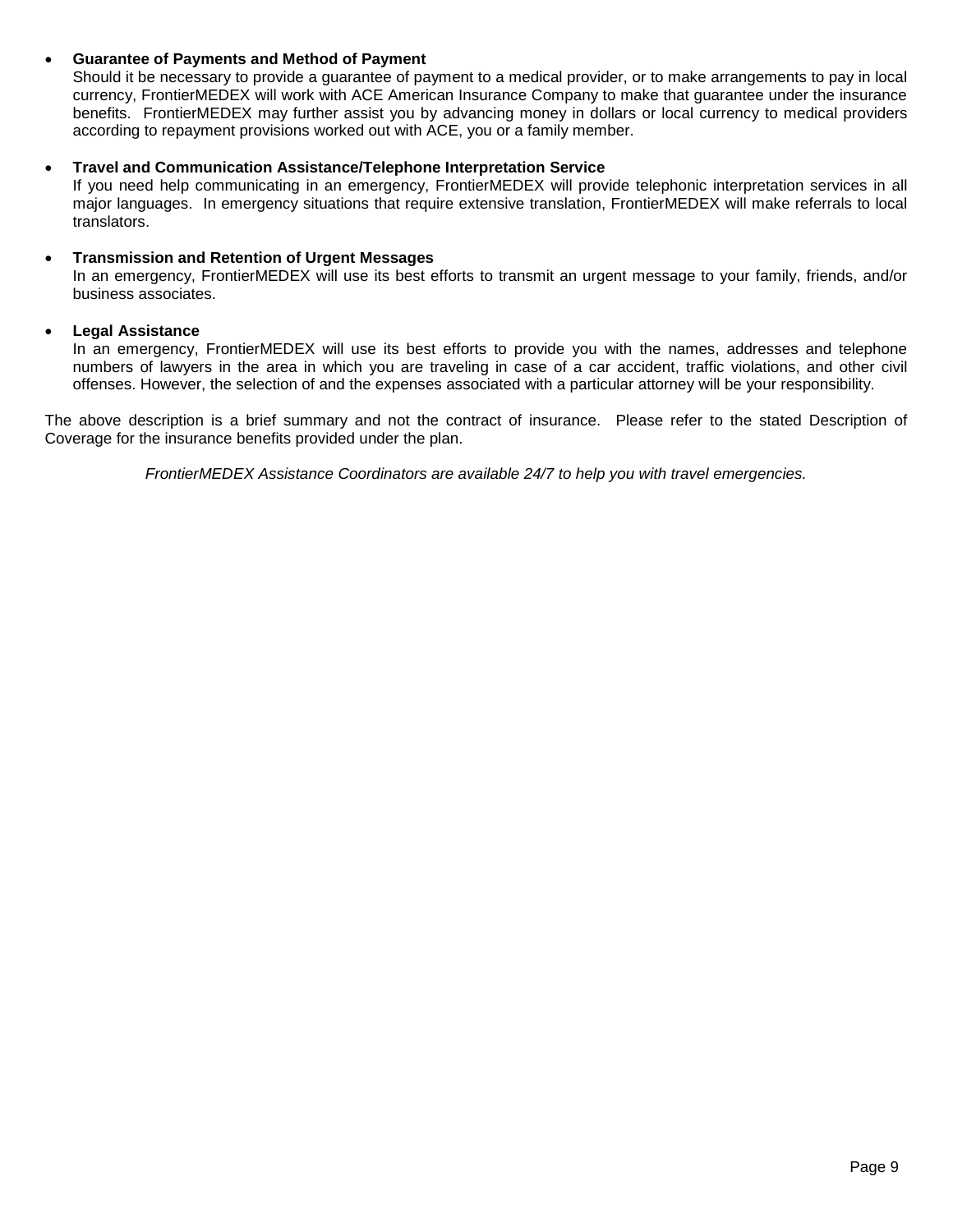- **Guarantee of Payments and Method of Payment**
  Should it be necessary to provide a guarantee of payment to a medical provider, or to make arrangements to pay in local currency, FrontierMEDEX will work with ACE American Insurance Company to make that guarantee under the insurance benefits. FrontierMEDEX may further assist you by advancing money in dollars or local currency to medical providers according to repayment provisions worked out with ACE, you or a family member.

- **Travel and Communication Assistance/Telephone Interpretation Service**
  If you need help communicating in an emergency, FrontierMEDEX will provide telephonic interpretation services in all major languages. In emergency situations that require extensive translation, FrontierMEDEX will make referrals to local translators.

- **Transmission and Retention of Urgent Messages**
  In an emergency, FrontierMEDEX will use its best efforts to transmit an urgent message to your family, friends, and/or business associates.

- **Legal Assistance**
  In an emergency, FrontierMEDEX will use its best efforts to provide you with the names, addresses and telephone numbers of lawyers in the area in which you are traveling in case of a car accident, traffic violations, and other civil offenses. However, the selection of and the expenses associated with a particular attorney will be your responsibility.

The above description is a brief summary and not the contract of insurance. Please refer to the stated Description of Coverage for the insurance benefits provided under the plan.

*FrontierMEDEX Assistance Coordinators are available 24/7 to help you with travel emergencies.*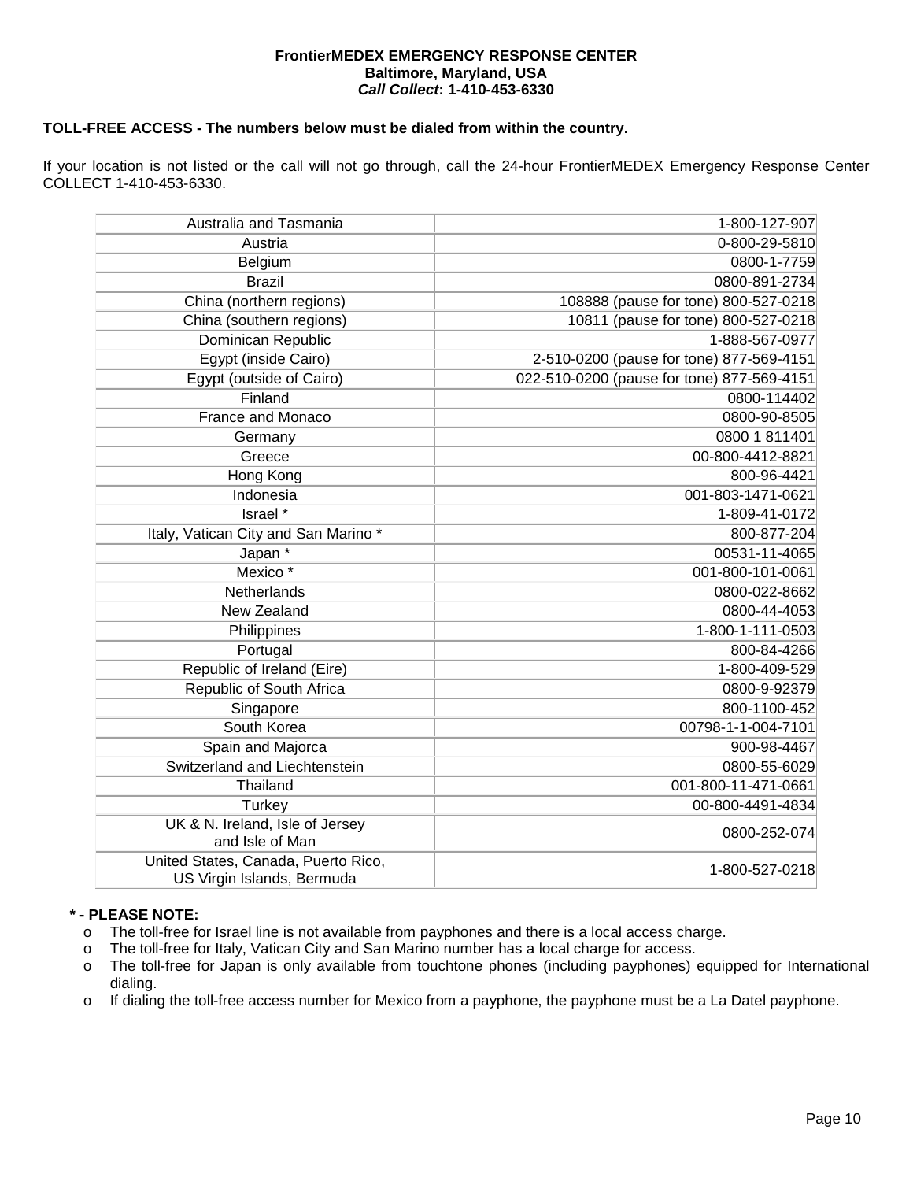**FrontierMEDEX EMERGENCY RESPONSE CENTER**
**Baltimore, Maryland, USA**
***Call Collect*: 1-410-453-6330**

**TOLL-FREE ACCESS - The numbers below must be dialed from within the country.**

If your location is not listed or the call will not go through, call the 24-hour FrontierMEDEX Emergency Response Center COLLECT 1-410-453-6330.

| | |
|---|---|
| Australia and Tasmania | 1-800-127-907 |
| Austria | 0-800-29-5810 |
| Belgium | 0800-1-7759 |
| Brazil | 0800-891-2734 |
| China (northern regions) | 108888 (pause for tone) 800-527-0218 |
| China (southern regions) | 10811 (pause for tone) 800-527-0218 |
| Dominican Republic | 1-888-567-0977 |
| Egypt (inside Cairo) | 2-510-0200 (pause for tone) 877-569-4151 |
| Egypt (outside of Cairo) | 022-510-0200 (pause for tone) 877-569-4151 |
| Finland | 0800-114402 |
| France and Monaco | 0800-90-8505 |
| Germany | 0800 1 811401 |
| Greece | 00-800-4412-8821 |
| Hong Kong | 800-96-4421 |
| Indonesia | 001-803-1471-0621 |
| Israel * | 1-809-41-0172 |
| Italy, Vatican City and San Marino * | 800-877-204 |
| Japan * | 00531-11-4065 |
| Mexico * | 001-800-101-0061 |
| Netherlands | 0800-022-8662 |
| New Zealand | 0800-44-4053 |
| Philippines | 1-800-1-111-0503 |
| Portugal | 800-84-4266 |
| Republic of Ireland (Eire) | 1-800-409-529 |
| Republic of South Africa | 0800-9-92379 |
| Singapore | 800-1100-452 |
| South Korea | 00798-1-1-004-7101 |
| Spain and Majorca | 900-98-4467 |
| Switzerland and Liechtenstein | 0800-55-6029 |
| Thailand | 001-800-11-471-0661 |
| Turkey | 00-800-4491-4834 |
| UK & N. Ireland, Isle of Jersey and Isle of Man | 0800-252-074 |
| United States, Canada, Puerto Rico, US Virgin Islands, Bermuda | 1-800-527-0218 |

**\* - PLEASE NOTE:**

- The toll-free for Israel line is not available from payphones and there is a local access charge.
- The toll-free for Italy, Vatican City and San Marino number has a local charge for access.
- The toll-free for Japan is only available from touchtone phones (including payphones) equipped for International dialing.
- If dialing the toll-free access number for Mexico from a payphone, the payphone must be a La Datel payphone.